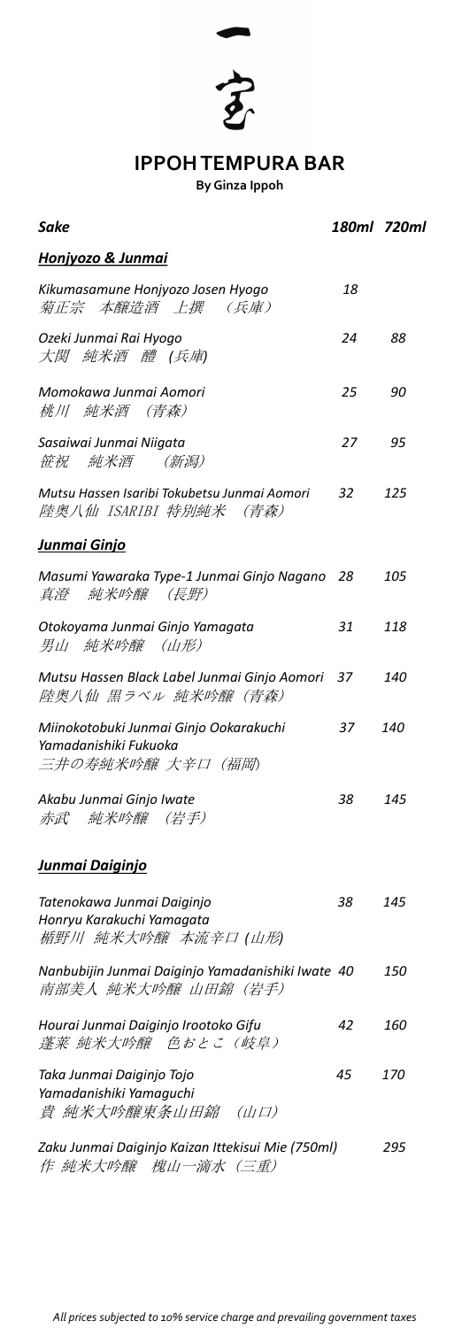# IPPOH TEMPURA BAR

**By Ginza Ippoh**

| *Sake* | *180ml* | *720ml* |
|---|---|---|
| ***Honjyozo & Junmai*** | | |
| *Kikumasamune Honjyozo Josen Hyogo*<br>*菊正宗　本醸造酒　上撰　（兵庫）* | *18* | |
| *Ozeki Junmai Rai Hyogo*<br>*大関　純米酒　醴　(兵庫)* | *24* | *88* |
| *Momokawa Junmai Aomori*<br>*桃川　純米酒　（青森）* | *25* | *90* |
| *Sasaiwai Junmai Niigata*<br>*笹祝　純米酒　（新潟）* | *27* | *95* |
| *Mutsu Hassen Isaribi Tokubetsu Junmai Aomori*<br>*陸奥八仙 ISARIBI 特別純米　（青森）* | *32* | *125* |
| ***Junmai Ginjo*** | | |
| *Masumi Yawaraka Type-1 Junmai Ginjo Nagano*<br>*真澄　純米吟醸　（長野）* | *28* | *105* |
| *Otokoyama Junmai Ginjo Yamagata*<br>*男山　純米吟醸　（山形）* | *31* | *118* |
| *Mutsu Hassen Black Label Junmai Ginjo Aomori*<br>*陸奥八仙 黒ラベル 純米吟醸（青森）* | *37* | *140* |
| *Miinokotobuki Junmai Ginjo Ookarakuchi Yamadanishiki Fukuoka*<br>*三井の寿純米吟醸 大辛口（福岡）* | *37* | *140* |
| *Akabu Junmai Ginjo Iwate*<br>*赤武　純米吟醸　（岩手）* | *38* | *145* |
| ***Junmai Daiginjo*** | | |
| *Tatenokawa Junmai Daiginjo Honryu Karakuchi Yamagata*<br>*楯野川 純米大吟醸 本流辛口 (山形)* | *38* | *145* |
| *Nanbubijin Junmai Daiginjo Yamadanishiki Iwate*<br>*南部美人 純米大吟醸 山田錦（岩手）* | *40* | *150* |
| *Hourai Junmai Daiginjo Irootoko Gifu*<br>*蓬莱 純米大吟醸　色おとこ（岐阜）* | *42* | *160* |
| *Taka Junmai Daiginjo Tojo Yamadanishiki Yamaguchi*<br>*貴 純米大吟醸東条山田錦　(山口)* | *45* | *170* |
| *Zaku Junmai Daiginjo Kaizan Ittekisui Mie (750ml)*<br>*作 純米大吟醸　槐山一滴水（三重）* | | *295* |

*All prices subjected to 10% service charge and prevailing government taxes*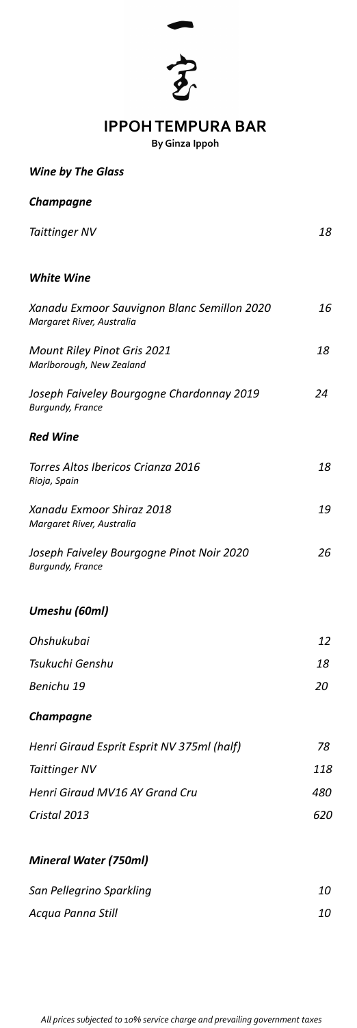# IPPOH TEMPURA BAR

**By Ginza Ippoh**

## *Wine by The Glass*

### *Champagne*

| | |
|---|---|
| *Taittinger NV* | *18* |

### *White Wine*

| | |
|---|---|
| *Xanadu Exmoor Sauvignon Blanc Semillon 2020*<br>*Margaret River, Australia* | *16* |
| *Mount Riley Pinot Gris 2021*<br>*Marlborough, New Zealand* | *18* |
| *Joseph Faiveley Bourgogne Chardonnay 2019*<br>*Burgundy, France* | *24* |

### *Red Wine*

| | |
|---|---|
| *Torres Altos Ibericos Crianza 2016*<br>*Rioja, Spain* | *18* |
| *Xanadu Exmoor Shiraz 2018*<br>*Margaret River, Australia* | *19* |
| *Joseph Faiveley Bourgogne Pinot Noir 2020*<br>*Burgundy, France* | *26* |

## *Umeshu (60ml)*

| | |
|---|---|
| *Ohshukubai* | *12* |
| *Tsukuchi Genshu* | *18* |
| *Benichu 19* | *20* |

## *Champagne*

| | |
|---|---|
| *Henri Giraud Esprit Esprit NV 375ml (half)* | *78* |
| *Taittinger NV* | *118* |
| *Henri Giraud MV16 AY Grand Cru* | *480* |
| *Cristal 2013* | *620* |

## *Mineral Water (750ml)*

| | |
|---|---|
| *San Pellegrino Sparkling* | *10* |
| *Acqua Panna Still* | *10* |

*All prices subjected to 10% service charge and prevailing government taxes*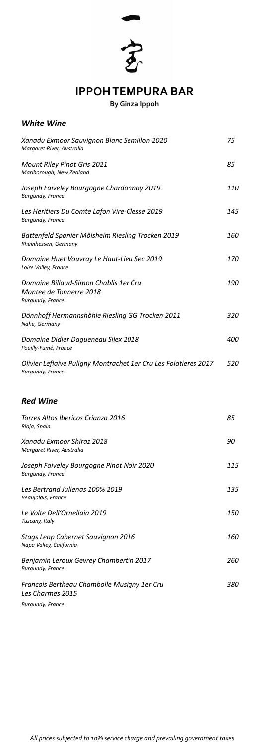# IPPOH TEMPURA BAR

**By Ginza Ippoh**

## *White Wine*

| | |
|---|---|
| *Xanadu Exmoor Sauvignon Blanc Semillon 2020*<br>*Margaret River, Australia* | *75* |
| *Mount Riley Pinot Gris 2021*<br>*Marlborough, New Zealand* | *85* |
| *Joseph Faiveley Bourgogne Chardonnay 2019*<br>*Burgundy, France* | *110* |
| *Les Heritiers Du Comte Lafon Vire-Clesse 2019*<br>*Burgundy, France* | *145* |
| *Battenfeld Spanier Mölsheim Riesling Trocken 2019*<br>*Rheinhessen, Germany* | *160* |
| *Domaine Huet Vouvray Le Haut-Lieu Sec 2019*<br>*Loire Valley, France* | *170* |
| *Domaine Billaud-Simon Chablis 1er Cru Montee de Tonnerre 2018*<br>*Burgundy, France* | *190* |
| *Dönnhoff Hermannshöhle Riesling GG Trocken 2011*<br>*Nahe, Germany* | *320* |
| *Domaine Didier Dagueneau Silex 2018*<br>*Pouilly-Fumé, France* | *400* |
| *Olivier Leflaive Puligny Montrachet 1er Cru Les Folatieres 2017*<br>*Burgundy, France* | *520* |

## *Red Wine*

| | |
|---|---|
| *Torres Altos Ibericos Crianza 2016*<br>*Rioja, Spain* | *85* |
| *Xanadu Exmoor Shiraz 2018*<br>*Margaret River, Australia* | *90* |
| *Joseph Faiveley Bourgogne Pinot Noir 2020*<br>*Burgundy, France* | *115* |
| *Les Bertrand Julienas 100% 2019*<br>*Beaujolais, France* | *135* |
| *Le Volte Dell'Ornellaia 2019*<br>*Tuscany, Italy* | *150* |
| *Stags Leap Cabernet Sauvignon 2016*<br>*Napa Valley, California* | *160* |
| *Benjamin Leroux Gevrey Chambertin 2017*<br>*Burgundy, France* | *260* |
| *Francois Bertheau Chambolle Musigny 1er Cru Les Charmes 2015*<br>*Burgundy, France* | *380* |

*All prices subjected to 10% service charge and prevailing government taxes*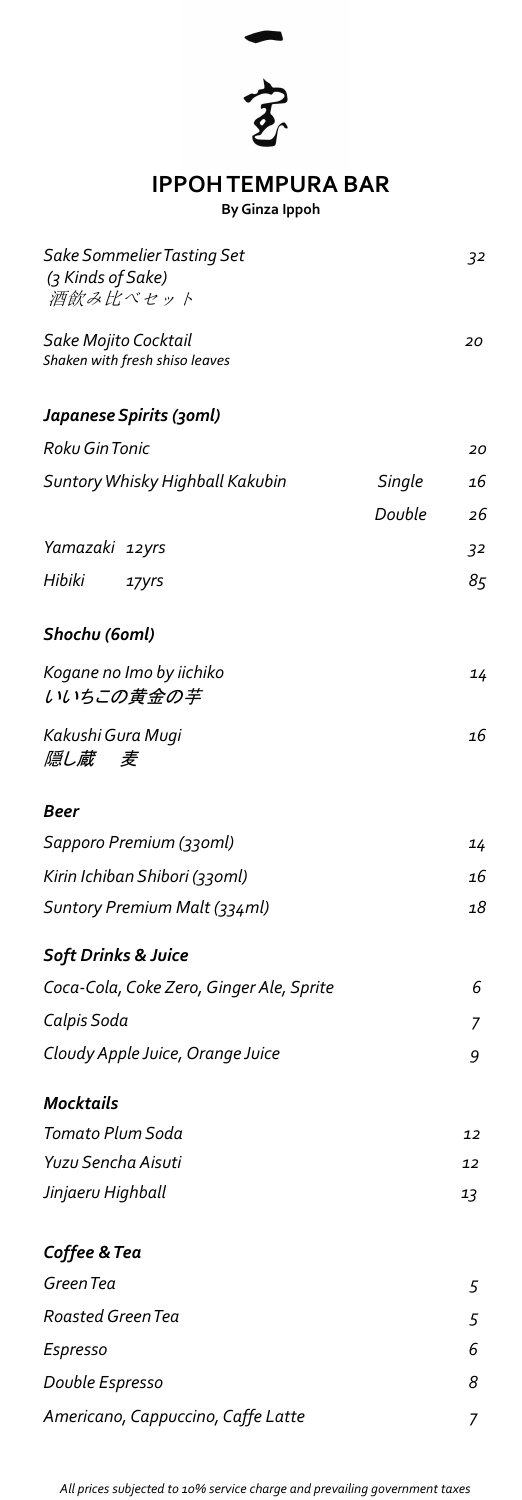# 一宝

## IPPOH TEMPURA BAR

**By Ginza Ippoh**

| | | |
|---|---|---|
| *Sake Sommelier Tasting Set (3 Kinds of Sake) 酒飲み比べセット* | | *32* |
| *Sake Mojito Cocktail* Shaken with fresh shiso leaves | | *20* |

### *Japanese Spirits (30ml)*

| | | |
|---|---|---|
| *Roku Gin Tonic* | | *20* |
| *Suntory Whisky Highball Kakubin* | *Single* | *16* |
| | *Double* | *26* |
| *Yamazaki 12yrs* | | *32* |
| *Hibiki 17yrs* | | *85* |

### *Shochu (60ml)*

| | |
|---|---|
| *Kogane no Imo by iichiko いいちこの黄金の芋* | *14* |
| *Kakushi Gura Mugi 隠し蔵　麦* | *16* |

### *Beer*

| | |
|---|---|
| *Sapporo Premium (330ml)* | *14* |
| *Kirin Ichiban Shibori (330ml)* | *16* |
| *Suntory Premium Malt (334ml)* | *18* |

### *Soft Drinks & Juice*

| | |
|---|---|
| *Coca-Cola, Coke Zero, Ginger Ale, Sprite* | *6* |
| *Calpis Soda* | *7* |
| *Cloudy Apple Juice, Orange Juice* | *9* |

### *Mocktails*

| | |
|---|---|
| *Tomato Plum Soda* | *12* |
| *Yuzu Sencha Aisuti* | *12* |
| *Jinjaeru Highball* | *13* |

### *Coffee & Tea*

| | |
|---|---|
| *Green Tea* | *5* |
| *Roasted Green Tea* | *5* |
| *Espresso* | *6* |
| *Double Espresso* | *8* |
| *Americano, Cappuccino, Caffe Latte* | *7* |

*All prices subjected to 10% service charge and prevailing government taxes*